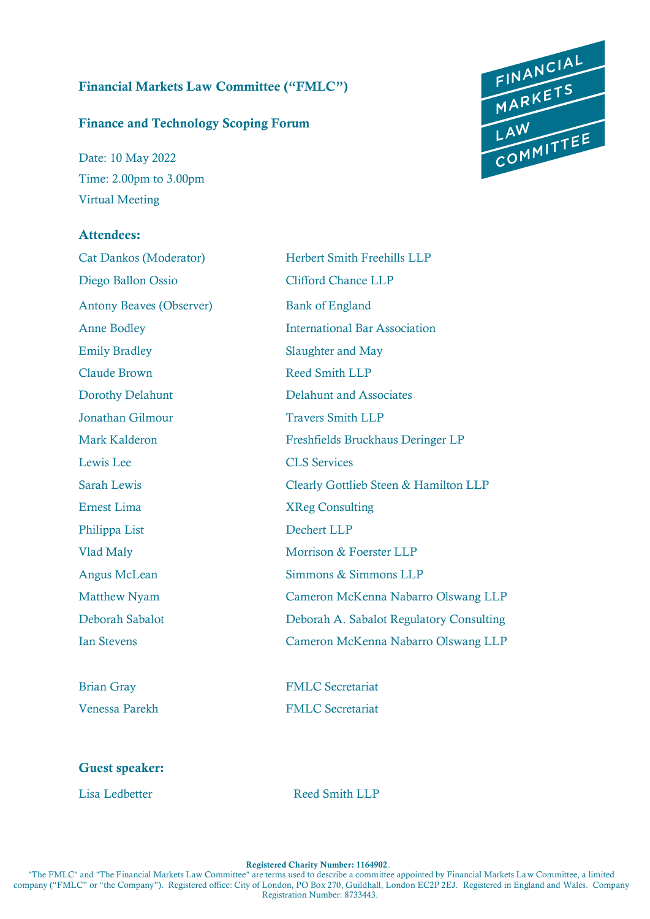**Financial Markets Law Committee ("FMLC")**

**Finance and Technology Scoping Forum**

Date: 10 May 2022
Time: 2.00pm to 3.00pm
Virtual Meeting

**Attendees:**

| | |
|---|---|
| Cat Dankos (Moderator) | Herbert Smith Freehills LLP |
| Diego Ballon Ossio | Clifford Chance LLP |
| Antony Beaves (Observer) | Bank of England |
| Anne Bodley | International Bar Association |
| Emily Bradley | Slaughter and May |
| Claude Brown | Reed Smith LLP |
| Dorothy Delahunt | Delahunt and Associates |
| Jonathan Gilmour | Travers Smith LLP |
| Mark Kalderon | Freshfields Bruckhaus Deringer LP |
| Lewis Lee | CLS Services |
| Sarah Lewis | Clearly Gottlieb Steen & Hamilton LLP |
| Ernest Lima | XReg Consulting |
| Philippa List | Dechert LLP |
| Vlad Maly | Morrison & Foerster LLP |
| Angus McLean | Simmons & Simmons LLP |
| Matthew Nyam | Cameron McKenna Nabarro Olswang LLP |
| Deborah Sabalot | Deborah A. Sabalot Regulatory Consulting |
| Ian Stevens | Cameron McKenna Nabarro Olswang LLP |
| | |
| Brian Gray | FMLC Secretariat |
| Venessa Parekh | FMLC Secretariat |

**Guest speaker:**

| | |
|---|---|
| Lisa Ledbetter | Reed Smith LLP |

**Registered Charity Number: 1164902**.
"The FMLC" and "The Financial Markets Law Committee" are terms used to describe a committee appointed by Financial Markets Law Committee, a limited company ("FMLC" or "the Company"). Registered office: City of London, PO Box 270, Guildhall, London EC2P 2EJ. Registered in England and Wales. Company Registration Number: 8733443.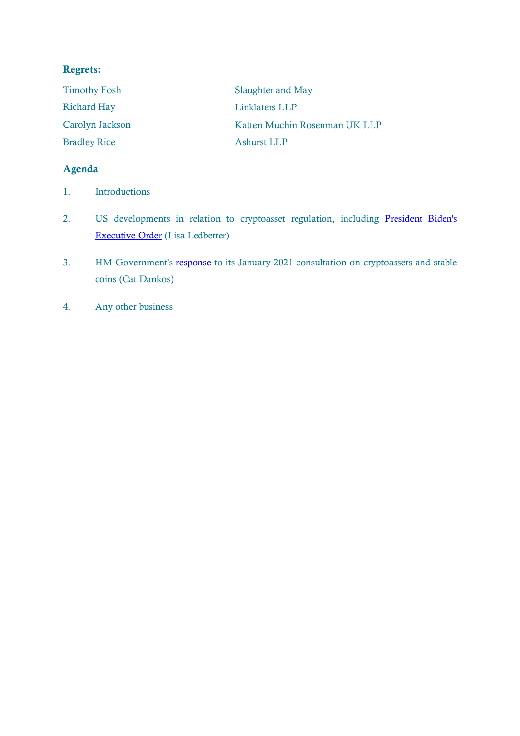**Regrets:**

| | |
|---|---|
| Timothy Fosh | Slaughter and May |
| Richard Hay | Linklaters LLP |
| Carolyn Jackson | Katten Muchin Rosenman UK LLP |
| Bradley Rice | Ashurst LLP |

## Agenda

1. Introductions

2. US developments in relation to cryptoasset regulation, including President Biden's Executive Order (Lisa Ledbetter)

3. HM Government's response to its January 2021 consultation on cryptoassets and stable coins (Cat Dankos)

4. Any other business